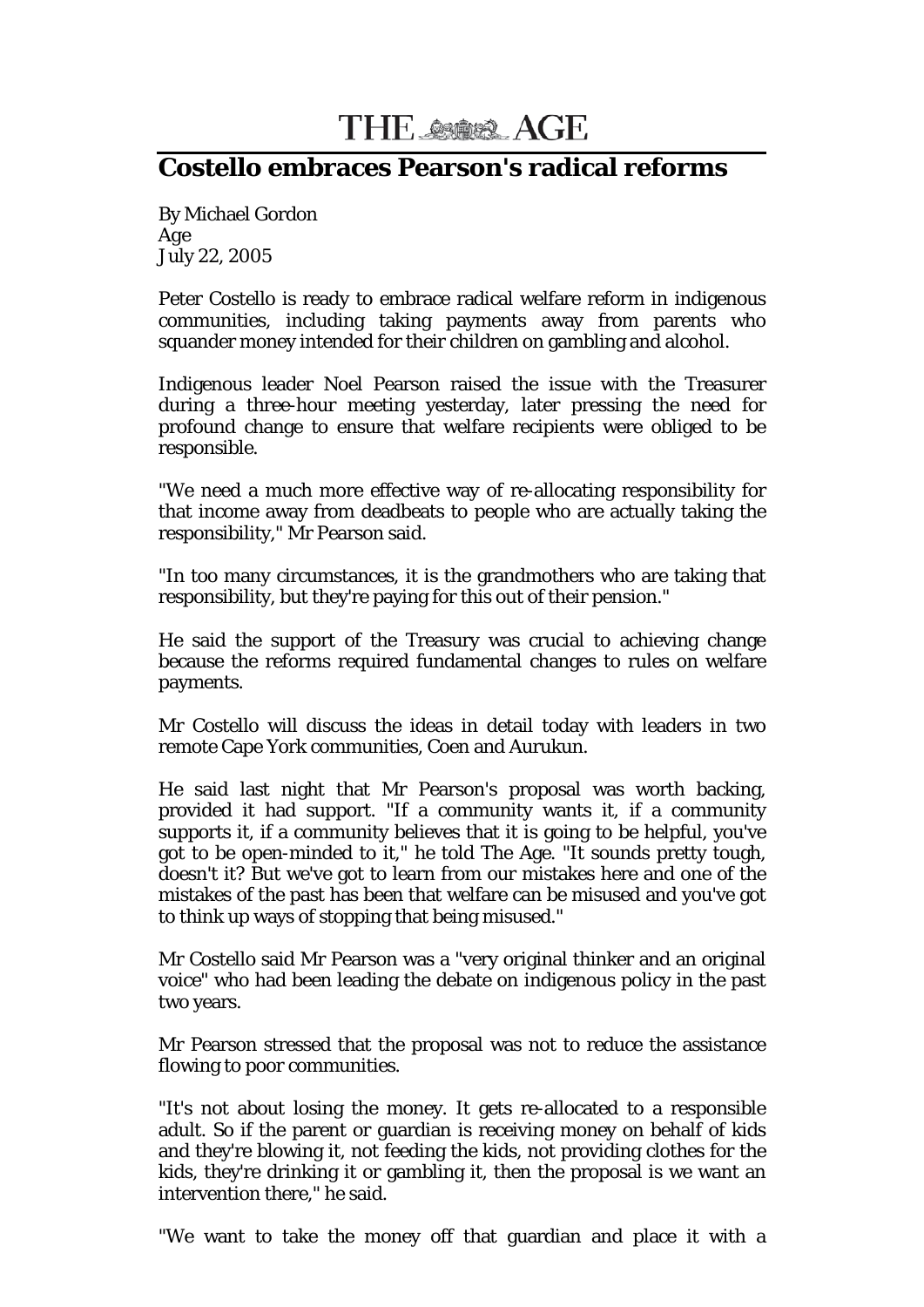THE AGE

# Costello embraces Pearson's radical reforms

By Michael Gordon
Age
July 22, 2005

Peter Costello is ready to embrace radical welfare reform in indigenous communities, including taking payments away from parents who squander money intended for their children on gambling and alcohol.

Indigenous leader Noel Pearson raised the issue with the Treasurer during a three-hour meeting yesterday, later pressing the need for profound change to ensure that welfare recipients were obliged to be responsible.

"We need a much more effective way of re-allocating responsibility for that income away from deadbeats to people who are actually taking the responsibility," Mr Pearson said.

"In too many circumstances, it is the grandmothers who are taking that responsibility, but they're paying for this out of their pension."

He said the support of the Treasury was crucial to achieving change because the reforms required fundamental changes to rules on welfare payments.

Mr Costello will discuss the ideas in detail today with leaders in two remote Cape York communities, Coen and Aurukun.

He said last night that Mr Pearson's proposal was worth backing, provided it had support. "If a community wants it, if a community supports it, if a community believes that it is going to be helpful, you've got to be open-minded to it," he told The Age. "It sounds pretty tough, doesn't it? But we've got to learn from our mistakes here and one of the mistakes of the past has been that welfare can be misused and you've got to think up ways of stopping that being misused."

Mr Costello said Mr Pearson was a "very original thinker and an original voice" who had been leading the debate on indigenous policy in the past two years.

Mr Pearson stressed that the proposal was not to reduce the assistance flowing to poor communities.

"It's not about losing the money. It gets re-allocated to a responsible adult. So if the parent or guardian is receiving money on behalf of kids and they're blowing it, not feeding the kids, not providing clothes for the kids, they're drinking it or gambling it, then the proposal is we want an intervention there," he said.

"We want to take the money off that guardian and place it with a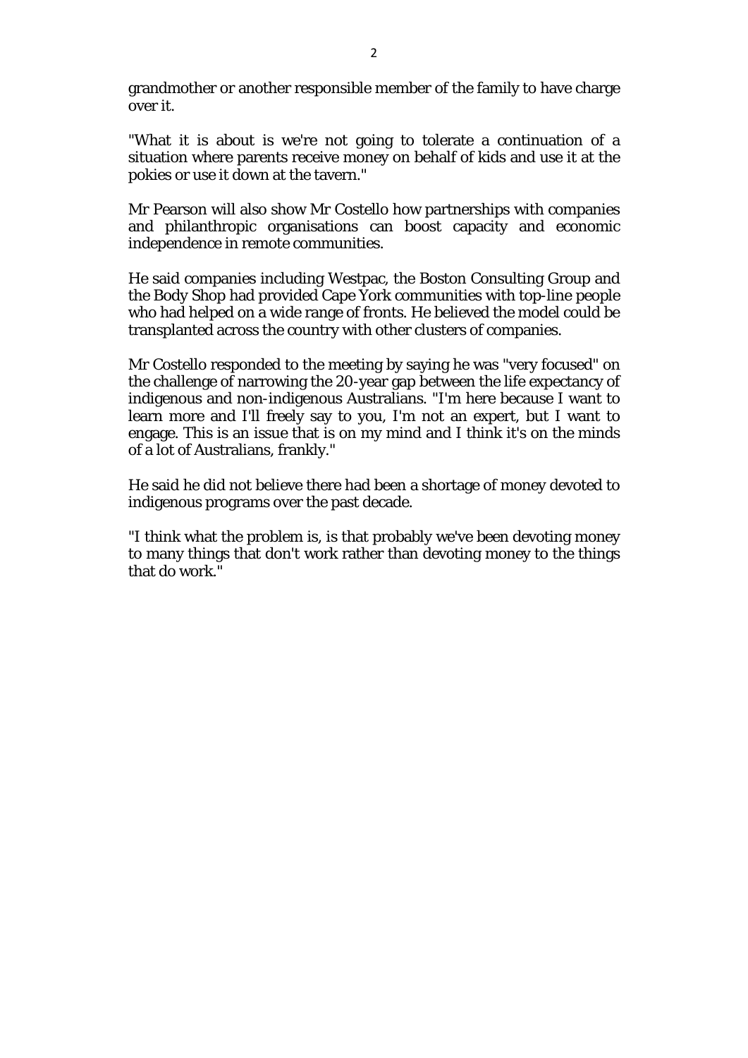grandmother or another responsible member of the family to have charge over it.

"What it is about is we're not going to tolerate a continuation of a situation where parents receive money on behalf of kids and use it at the pokies or use it down at the tavern."

Mr Pearson will also show Mr Costello how partnerships with companies and philanthropic organisations can boost capacity and economic independence in remote communities.

He said companies including Westpac, the Boston Consulting Group and the Body Shop had provided Cape York communities with top-line people who had helped on a wide range of fronts. He believed the model could be transplanted across the country with other clusters of companies.

Mr Costello responded to the meeting by saying he was "very focused" on the challenge of narrowing the 20-year gap between the life expectancy of indigenous and non-indigenous Australians. "I'm here because I want to learn more and I'll freely say to you, I'm not an expert, but I want to engage. This is an issue that is on my mind and I think it's on the minds of a lot of Australians, frankly."

He said he did not believe there had been a shortage of money devoted to indigenous programs over the past decade.

"I think what the problem is, is that probably we've been devoting money to many things that don't work rather than devoting money to the things that do work."